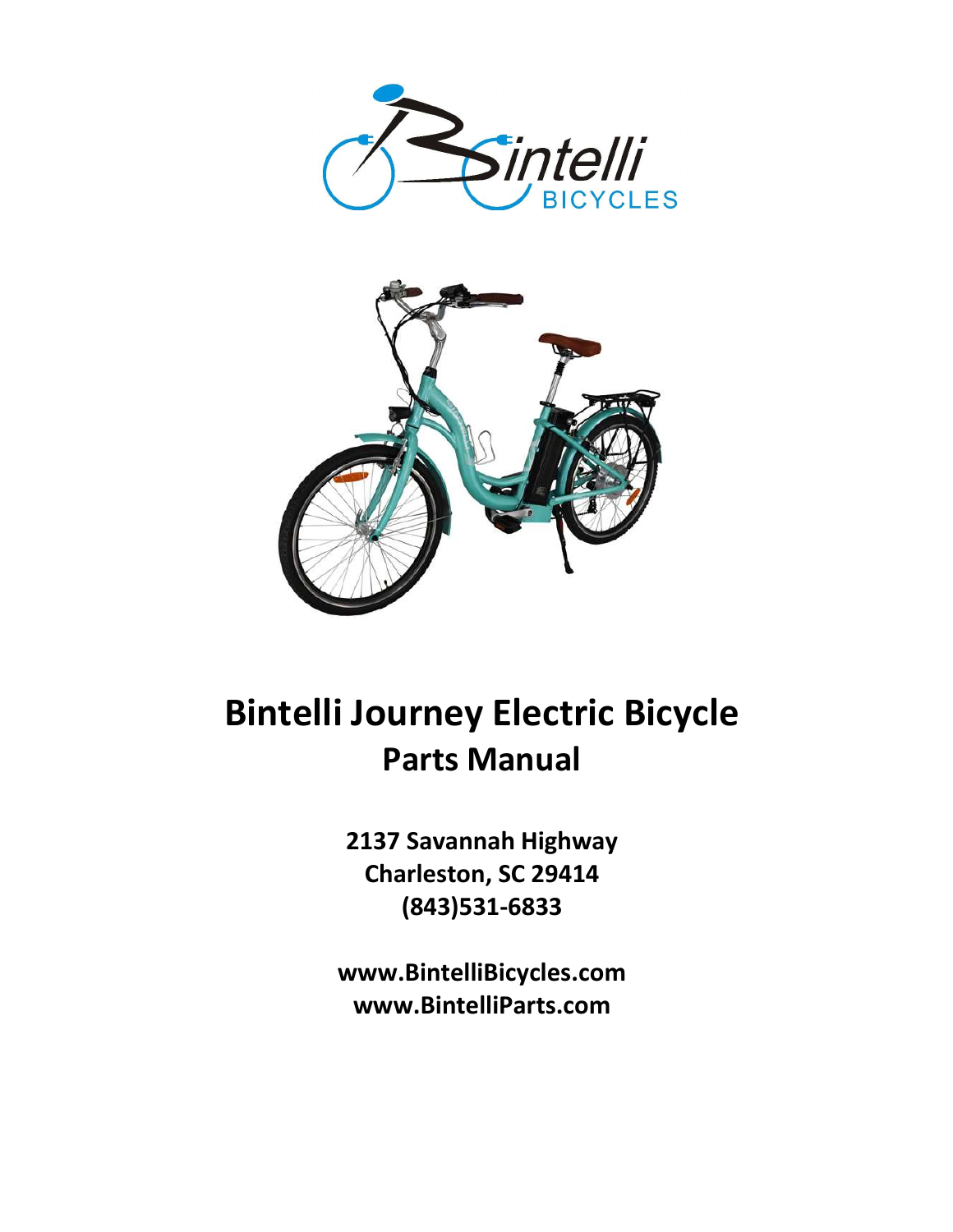# Bintelli Journey Electric Bicycle

## Parts Manual

**2137 Savannah Highway**
**Charleston, SC 29414**
**(843)531-6833**

**www.BintelliBicycles.com**
**www.BintelliParts.com**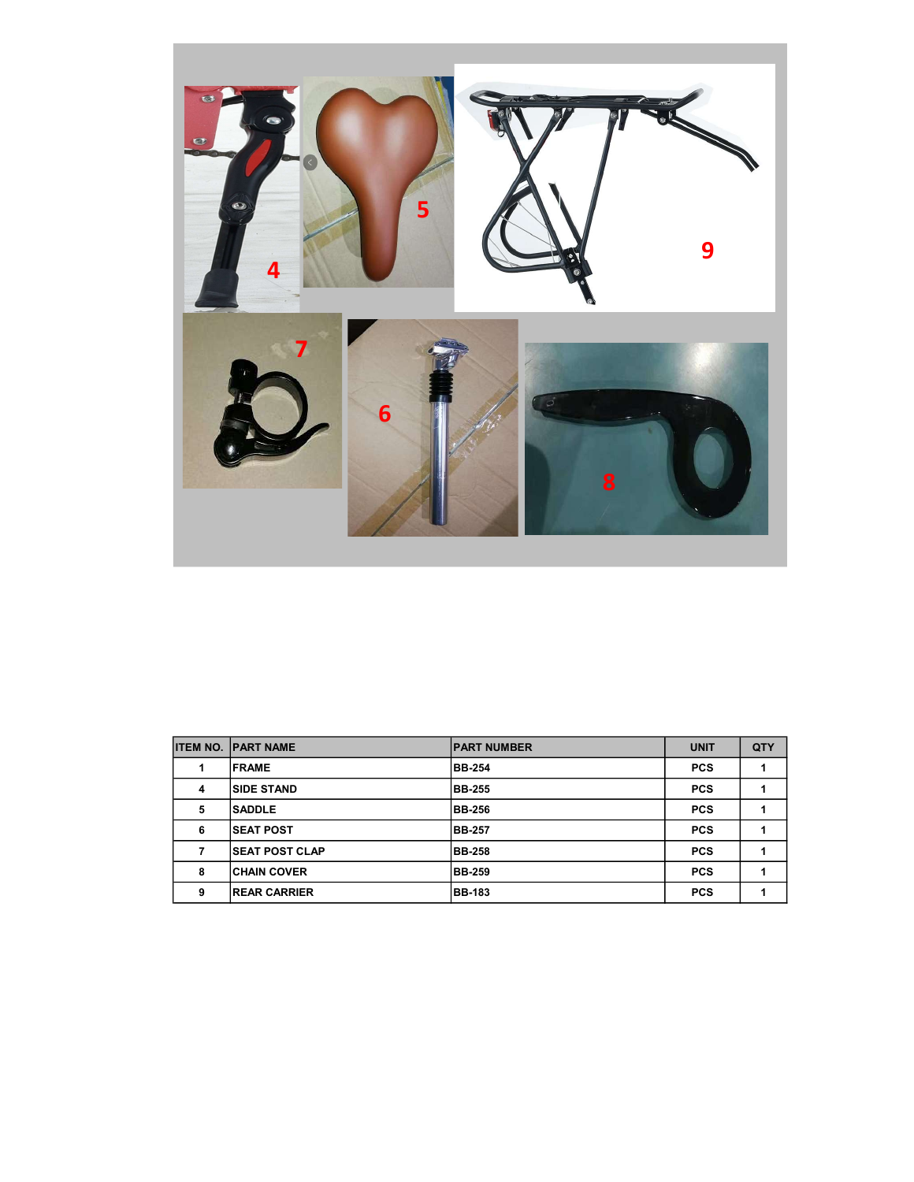| ITEM NO. | PART NAME | PART NUMBER | UNIT | QTY |
|---|---|---|---|---|
| 1 | FRAME | BB-254 | PCS | 1 |
| 4 | SIDE STAND | BB-255 | PCS | 1 |
| 5 | SADDLE | BB-256 | PCS | 1 |
| 6 | SEAT POST | BB-257 | PCS | 1 |
| 7 | SEAT POST CLAP | BB-258 | PCS | 1 |
| 8 | CHAIN COVER | BB-259 | PCS | 1 |
| 9 | REAR CARRIER | BB-183 | PCS | 1 |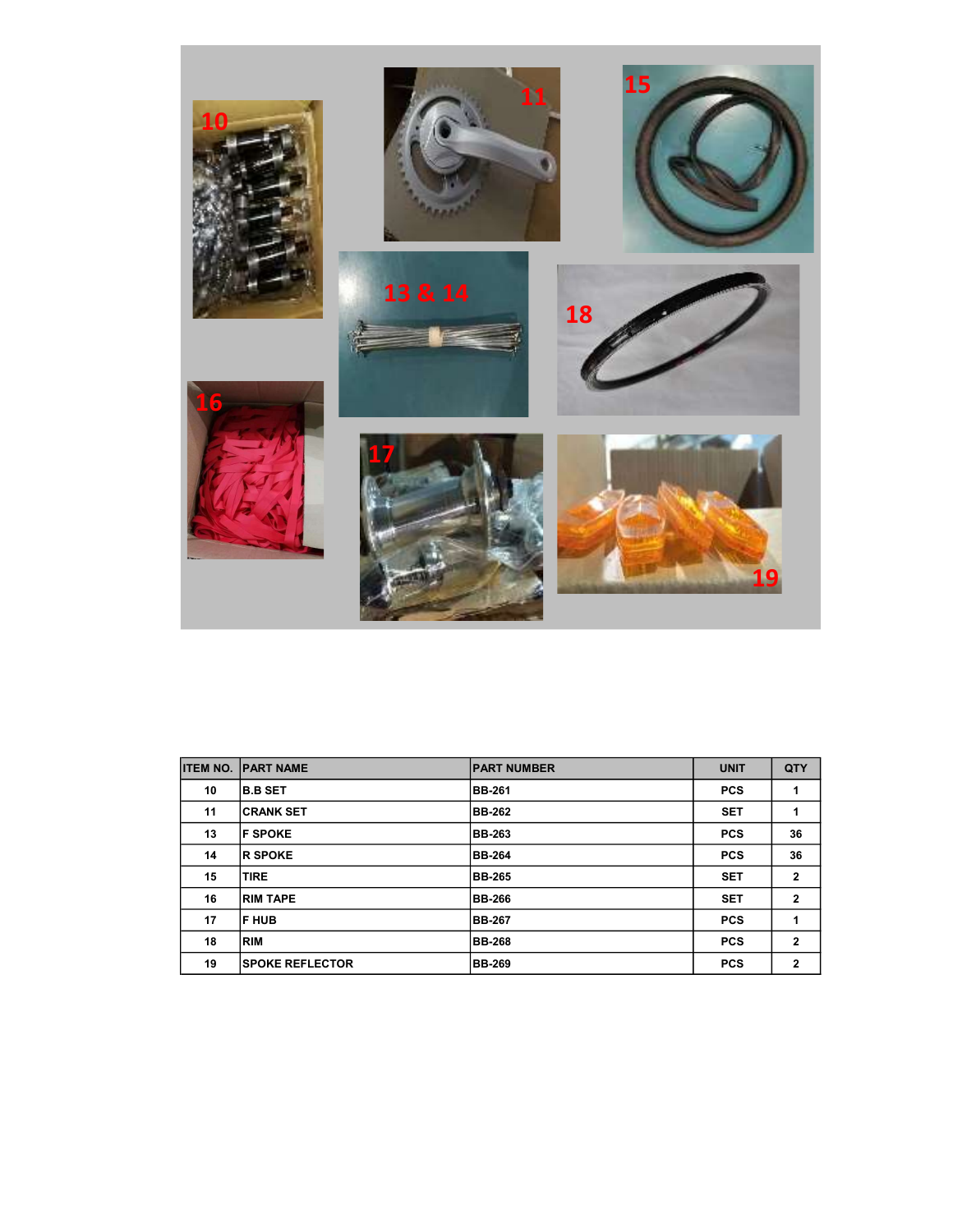| ITEM NO. | PART NAME | PART NUMBER | UNIT | QTY |
|---|---|---|---|---|
| 10 | B.B SET | BB-261 | PCS | 1 |
| 11 | CRANK SET | BB-262 | SET | 1 |
| 13 | F SPOKE | BB-263 | PCS | 36 |
| 14 | R SPOKE | BB-264 | PCS | 36 |
| 15 | TIRE | BB-265 | SET | 2 |
| 16 | RIM TAPE | BB-266 | SET | 2 |
| 17 | F HUB | BB-267 | PCS | 1 |
| 18 | RIM | BB-268 | PCS | 2 |
| 19 | SPOKE REFLECTOR | BB-269 | PCS | 2 |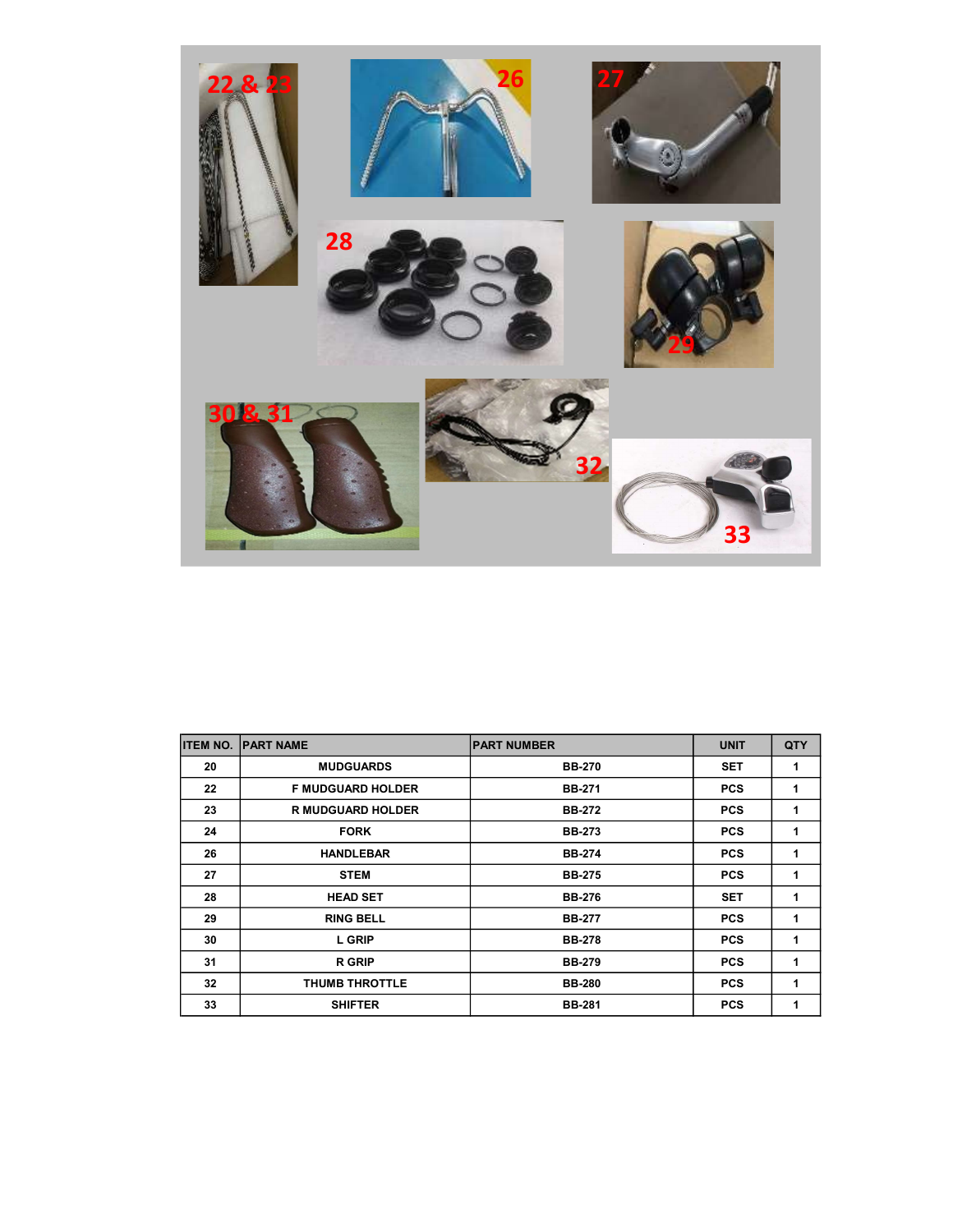| ITEM NO. | PART NAME | PART NUMBER | UNIT | QTY |
|---|---|---|---|---|
| 20 | MUDGUARDS | BB-270 | SET | 1 |
| 22 | F MUDGUARD HOLDER | BB-271 | PCS | 1 |
| 23 | R MUDGUARD HOLDER | BB-272 | PCS | 1 |
| 24 | FORK | BB-273 | PCS | 1 |
| 26 | HANDLEBAR | BB-274 | PCS | 1 |
| 27 | STEM | BB-275 | PCS | 1 |
| 28 | HEAD SET | BB-276 | SET | 1 |
| 29 | RING BELL | BB-277 | PCS | 1 |
| 30 | L GRIP | BB-278 | PCS | 1 |
| 31 | R GRIP | BB-279 | PCS | 1 |
| 32 | THUMB THROTTLE | BB-280 | PCS | 1 |
| 33 | SHIFTER | BB-281 | PCS | 1 |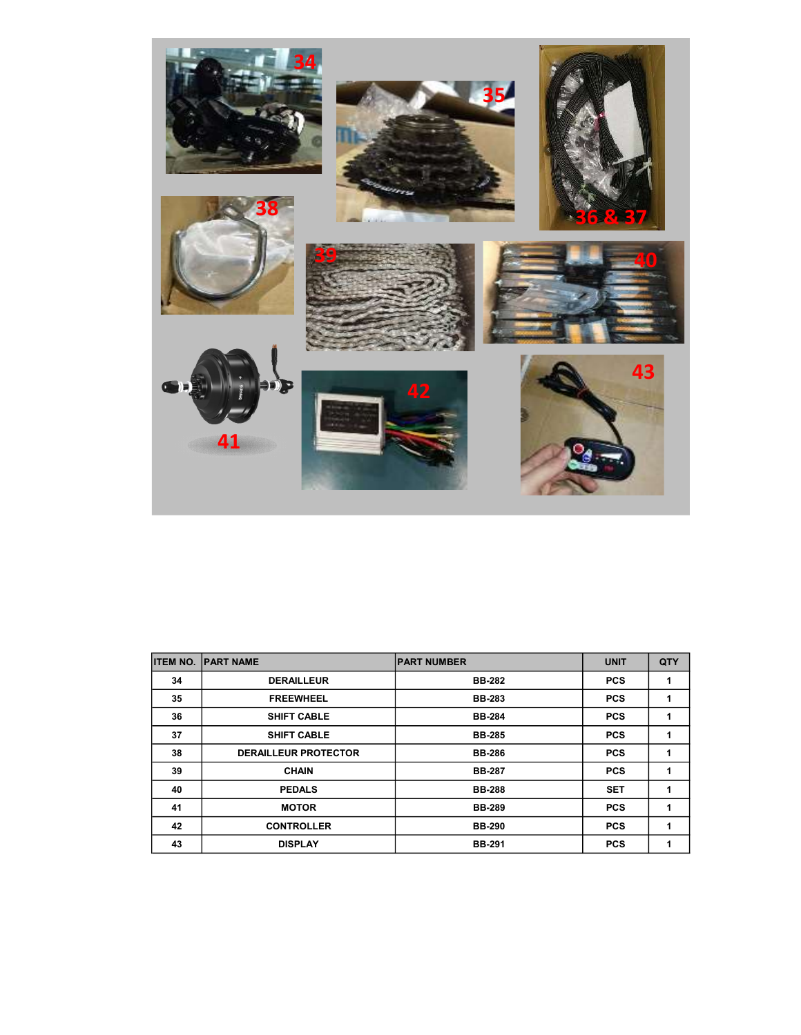| ITEM NO. | PART NAME | PART NUMBER | UNIT | QTY |
|---|---|---|---|---|
| 34 | DERAILLEUR | BB-282 | PCS | 1 |
| 35 | FREEWHEEL | BB-283 | PCS | 1 |
| 36 | SHIFT CABLE | BB-284 | PCS | 1 |
| 37 | SHIFT CABLE | BB-285 | PCS | 1 |
| 38 | DERAILLEUR PROTECTOR | BB-286 | PCS | 1 |
| 39 | CHAIN | BB-287 | PCS | 1 |
| 40 | PEDALS | BB-288 | SET | 1 |
| 41 | MOTOR | BB-289 | PCS | 1 |
| 42 | CONTROLLER | BB-290 | PCS | 1 |
| 43 | DISPLAY | BB-291 | PCS | 1 |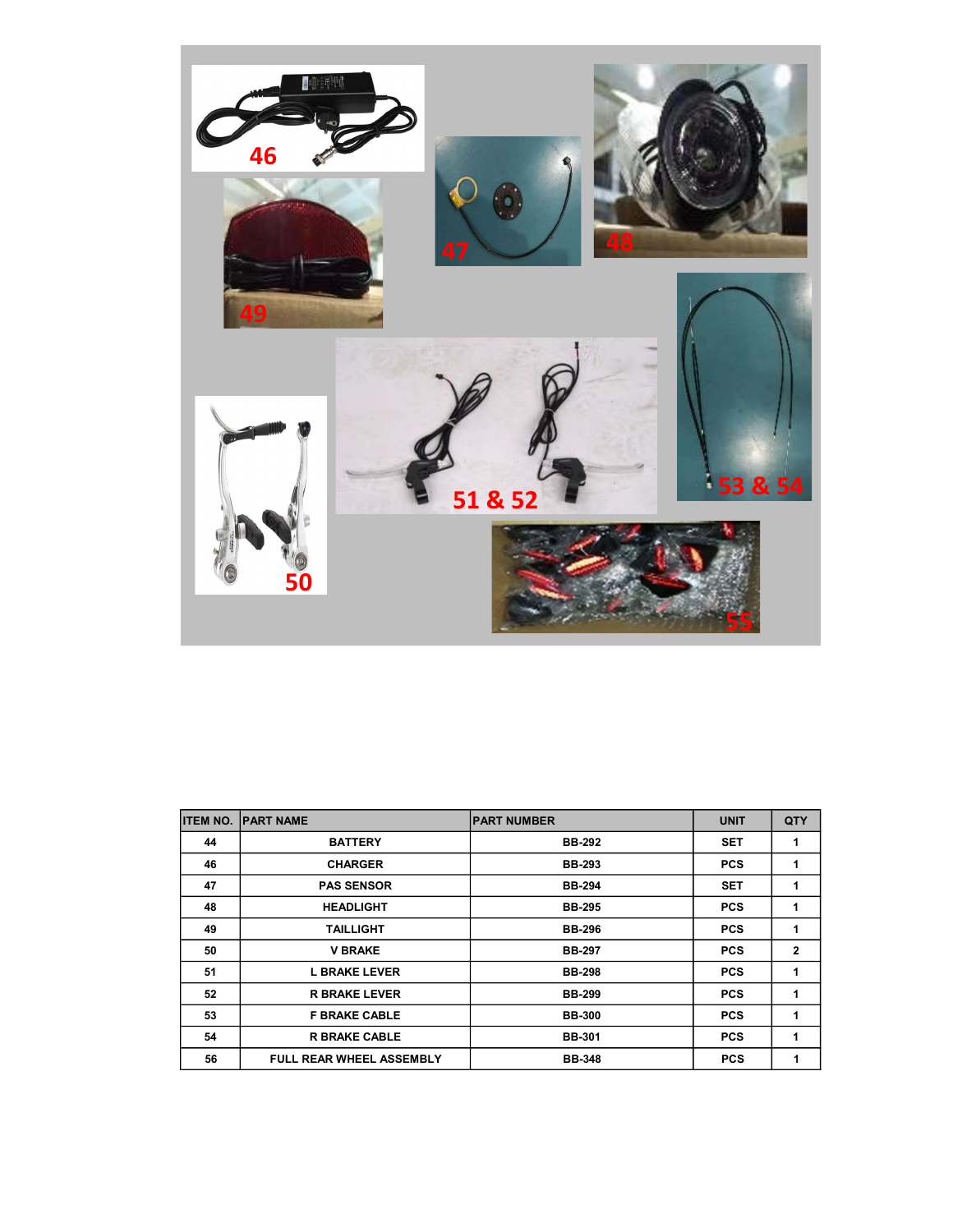46

47

48

49

50

51 & 52

53 & 54

55

| ITEM NO. | PART NAME | PART NUMBER | UNIT | QTY |
|---|---|---|---|---|
| 44 | BATTERY | BB-292 | SET | 1 |
| 46 | CHARGER | BB-293 | PCS | 1 |
| 47 | PAS SENSOR | BB-294 | SET | 1 |
| 48 | HEADLIGHT | BB-295 | PCS | 1 |
| 49 | TAILLIGHT | BB-296 | PCS | 1 |
| 50 | V BRAKE | BB-297 | PCS | 2 |
| 51 | L BRAKE LEVER | BB-298 | PCS | 1 |
| 52 | R BRAKE LEVER | BB-299 | PCS | 1 |
| 53 | F BRAKE CABLE | BB-300 | PCS | 1 |
| 54 | R BRAKE CABLE | BB-301 | PCS | 1 |
| 56 | FULL REAR WHEEL ASSEMBLY | BB-348 | PCS | 1 |